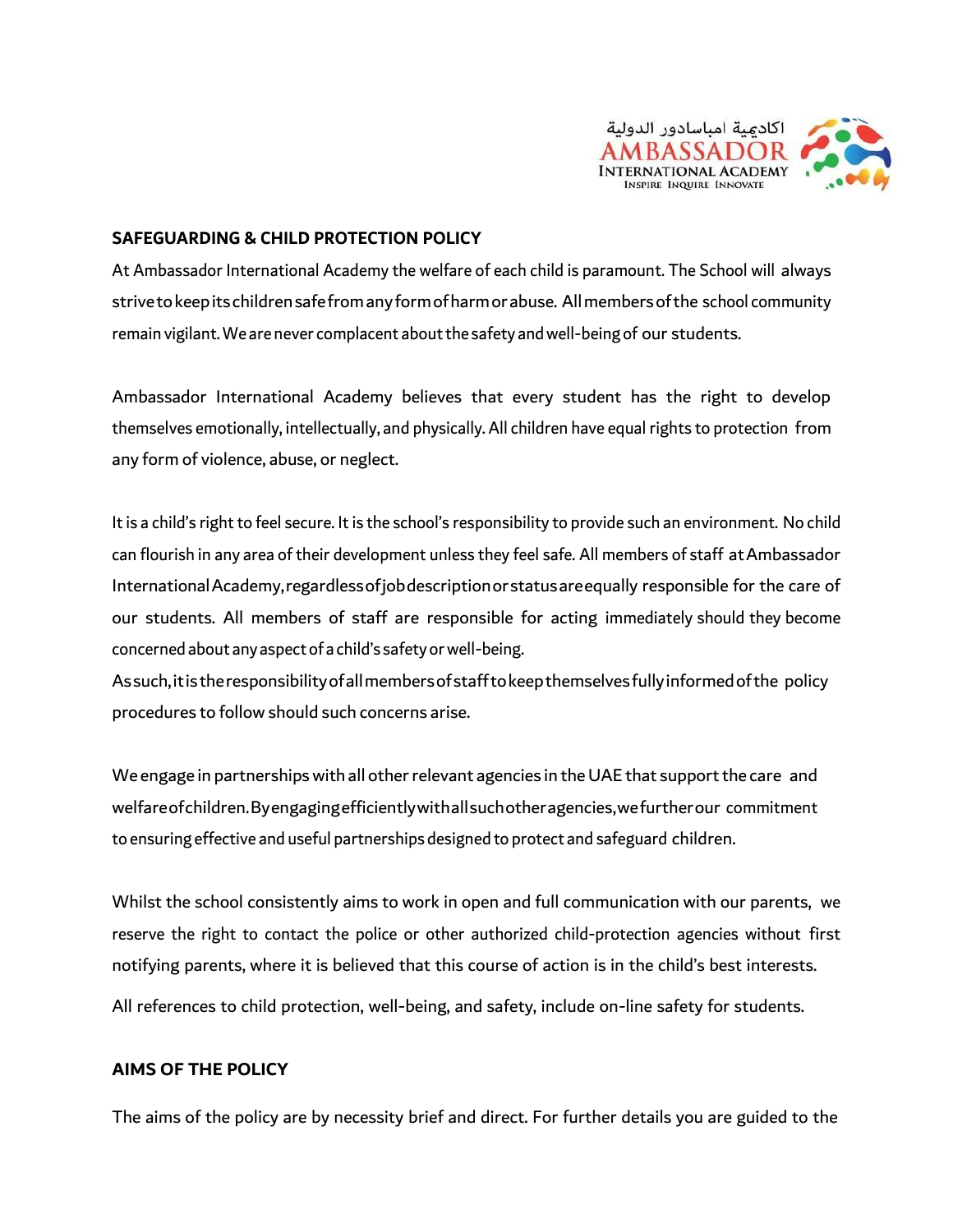## SAFEGUARDING & CHILD PROTECTION POLICY

At Ambassador International Academy the welfare of each child is paramount. The School will always strive to keep its children safe from any form of harm or abuse. All members of the school community remain vigilant. We are never complacent about the safety and well-being of our students.

Ambassador International Academy believes that every student has the right to develop themselves emotionally, intellectually, and physically. All children have equal rights to protection from any form of violence, abuse, or neglect.

It is a child's right to feel secure. It is the school's responsibility to provide such an environment. No child can flourish in any area of their development unless they feel safe. All members of staff at Ambassador International Academy, regardless of job description or status are equally responsible for the care of our students. All members of staff are responsible for acting immediately should they become concerned about any aspect of a child's safety or well-being.

As such, it is the responsibility of all members of staff to keep themselves fully informed of the policy procedures to follow should such concerns arise.

We engage in partnerships with all other relevant agencies in the UAE that support the care and welfare of children. By engaging efficiently with all such other agencies, we further our commitment to ensuring effective and useful partnerships designed to protect and safeguard children.

Whilst the school consistently aims to work in open and full communication with our parents, we reserve the right to contact the police or other authorized child-protection agencies without first notifying parents, where it is believed that this course of action is in the child's best interests.

All references to child protection, well-being, and safety, include on-line safety for students.

## AIMS OF THE POLICY

The aims of the policy are by necessity brief and direct. For further details you are guided to the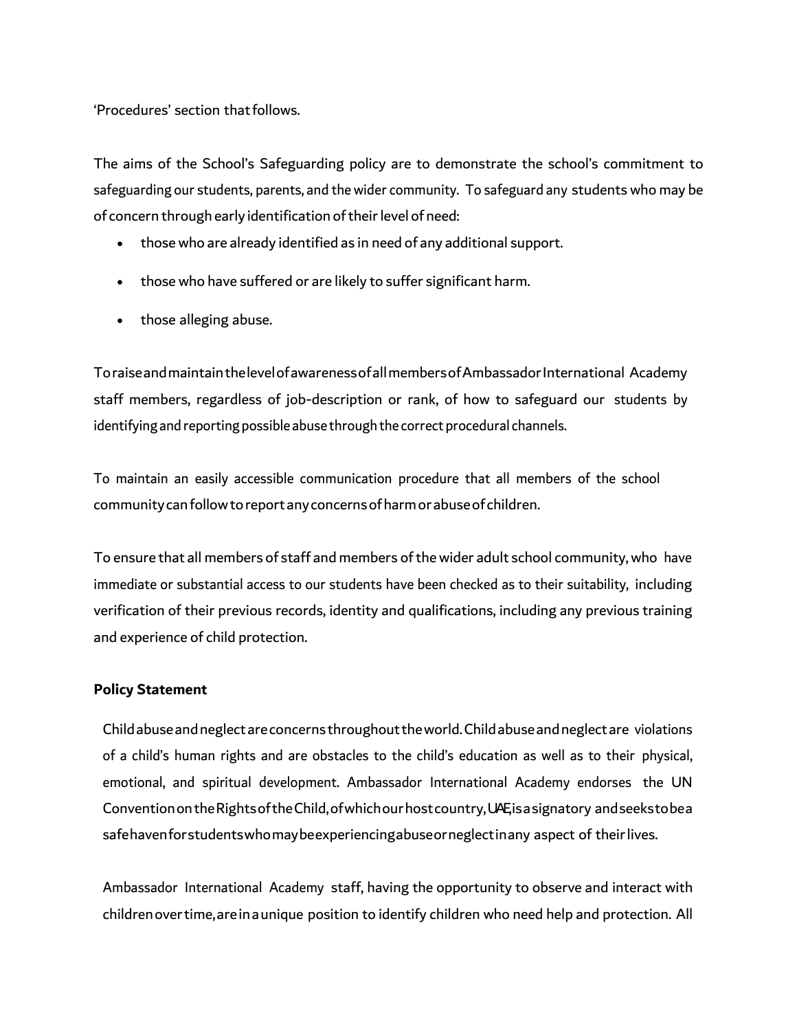'Procedures' section that follows.

The aims of the School's Safeguarding policy are to demonstrate the school's commitment to safeguarding our students, parents, and the wider community. To safeguard any students who may be of concern through early identification of their level of need:

- those who are already identified as in need of any additional support.
- those who have suffered or are likely to suffer significant harm.
- those alleging abuse.

To raise and maintain the level of awareness of all members of Ambassador International Academy staff members, regardless of job-description or rank, of how to safeguard our students by identifying and reporting possible abuse through the correct procedural channels.

To maintain an easily accessible communication procedure that all members of the school community can follow to report any concerns of harm or abuse of children.

To ensure that all members of staff and members of the wider adult school community, who have immediate or substantial access to our students have been checked as to their suitability, including verification of their previous records, identity and qualifications, including any previous training and experience of child protection.

**Policy Statement**

Child abuse and neglect are concerns throughout the world. Child abuse and neglect are violations of a child's human rights and are obstacles to the child's education as well as to their physical, emotional, and spiritual development. Ambassador International Academy endorses the UN Convention on the Rights of the Child, of which our host country, UAE, is a signatory and seeks to be a safe haven for students who may be experiencing abuse or neglect in any aspect of their lives.

Ambassador International Academy staff, having the opportunity to observe and interact with children over time, are in a unique position to identify children who need help and protection. All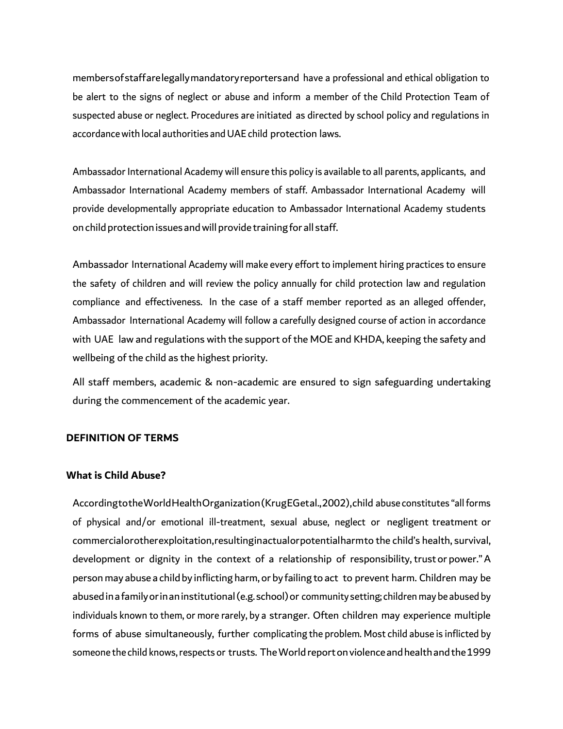members of staff are legally mandatory reporters and have a professional and ethical obligation to be alert to the signs of neglect or abuse and inform a member of the Child Protection Team of suspected abuse or neglect. Procedures are initiated as directed by school policy and regulations in accordance with local authorities and UAE child protection laws.

Ambassador International Academy will ensure this policy is available to all parents, applicants, and Ambassador International Academy members of staff. Ambassador International Academy will provide developmentally appropriate education to Ambassador International Academy students on child protection issues and will provide training for all staff.

Ambassador International Academy will make every effort to implement hiring practices to ensure the safety of children and will review the policy annually for child protection law and regulation compliance and effectiveness. In the case of a staff member reported as an alleged offender, Ambassador International Academy will follow a carefully designed course of action in accordance with UAE law and regulations with the support of the MOE and KHDA, keeping the safety and wellbeing of the child as the highest priority.

All staff members, academic & non-academic are ensured to sign safeguarding undertaking during the commencement of the academic year.

## DEFINITION OF TERMS

### What is Child Abuse?

According to the World Health Organization (Krug EG et al., 2002), child abuse constitutes "all forms of physical and/or emotional ill-treatment, sexual abuse, neglect or negligent treatment or commercial or other exploitation, resulting in actual or potential harm to the child's health, survival, development or dignity in the context of a relationship of responsibility, trust or power." A person may abuse a child by inflicting harm, or by failing to act to prevent harm. Children may be abused in a family or in an institutional (e.g. school) or community setting; children may be abused by individuals known to them, or more rarely, by a stranger. Often children may experience multiple forms of abuse simultaneously, further complicating the problem. Most child abuse is inflicted by someone the child knows, respects or trusts. The World report on violence and health and the 1999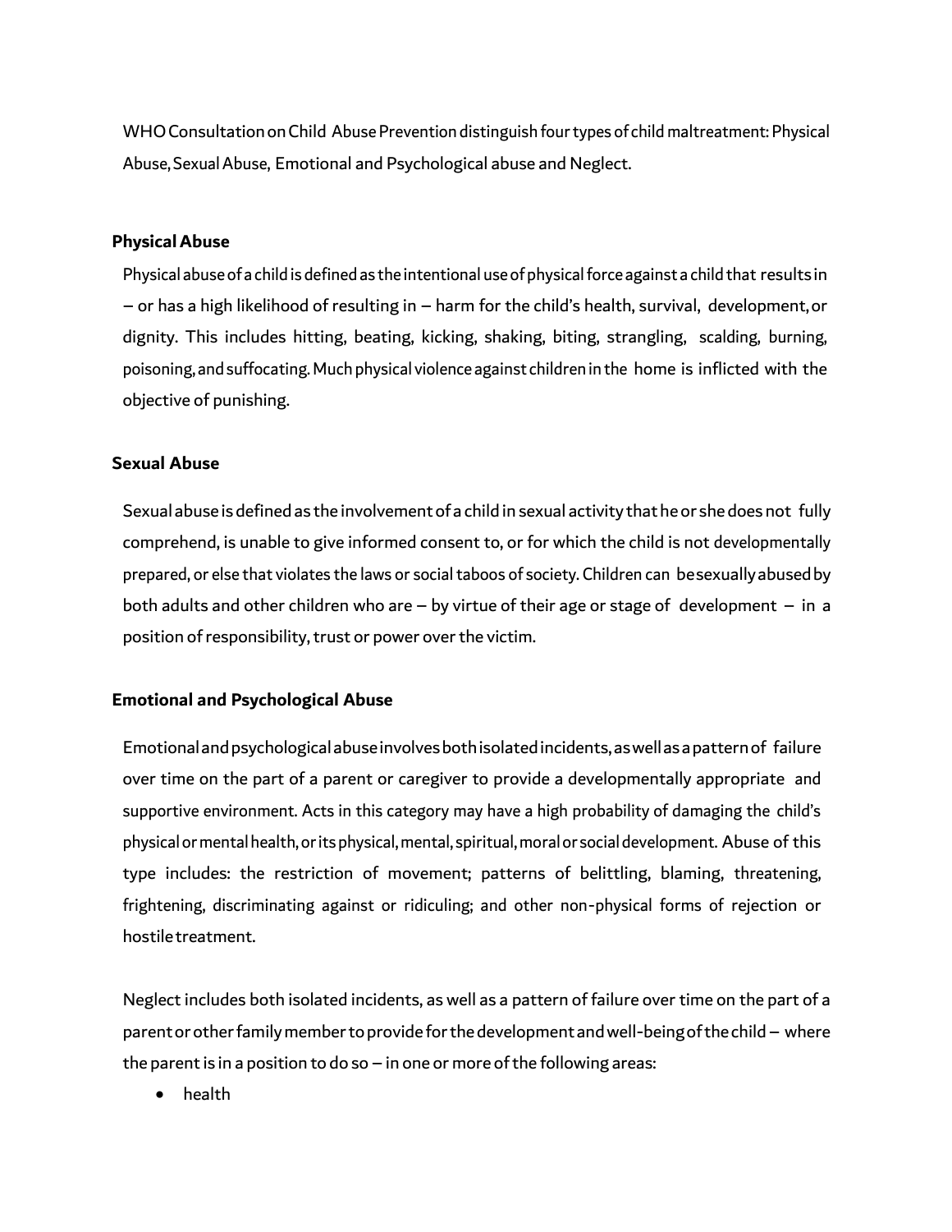WHO Consultation on Child Abuse Prevention distinguish four types of child maltreatment: Physical Abuse, Sexual Abuse, Emotional and Psychological abuse and Neglect.

### Physical Abuse

Physical abuse of a child is defined as the intentional use of physical force against a child that results in – or has a high likelihood of resulting in – harm for the child's health, survival, development, or dignity. This includes hitting, beating, kicking, shaking, biting, strangling, scalding, burning, poisoning, and suffocating. Much physical violence against children in the home is inflicted with the objective of punishing.

### Sexual Abuse

Sexual abuse is defined as the involvement of a child in sexual activity that he or she does not fully comprehend, is unable to give informed consent to, or for which the child is not developmentally prepared, or else that violates the laws or social taboos of society. Children can be sexually abused by both adults and other children who are – by virtue of their age or stage of development – in a position of responsibility, trust or power over the victim.

### Emotional and Psychological Abuse

Emotional and psychological abuse involves both isolated incidents, as well as a pattern of failure over time on the part of a parent or caregiver to provide a developmentally appropriate and supportive environment. Acts in this category may have a high probability of damaging the child's physical or mental health, or its physical, mental, spiritual, moral or social development. Abuse of this type includes: the restriction of movement; patterns of belittling, blaming, threatening, frightening, discriminating against or ridiculing; and other non-physical forms of rejection or hostile treatment.

Neglect includes both isolated incidents, as well as a pattern of failure over time on the part of a parent or other family member to provide for the development and well-being of the child – where the parent is in a position to do so – in one or more of the following areas:

- health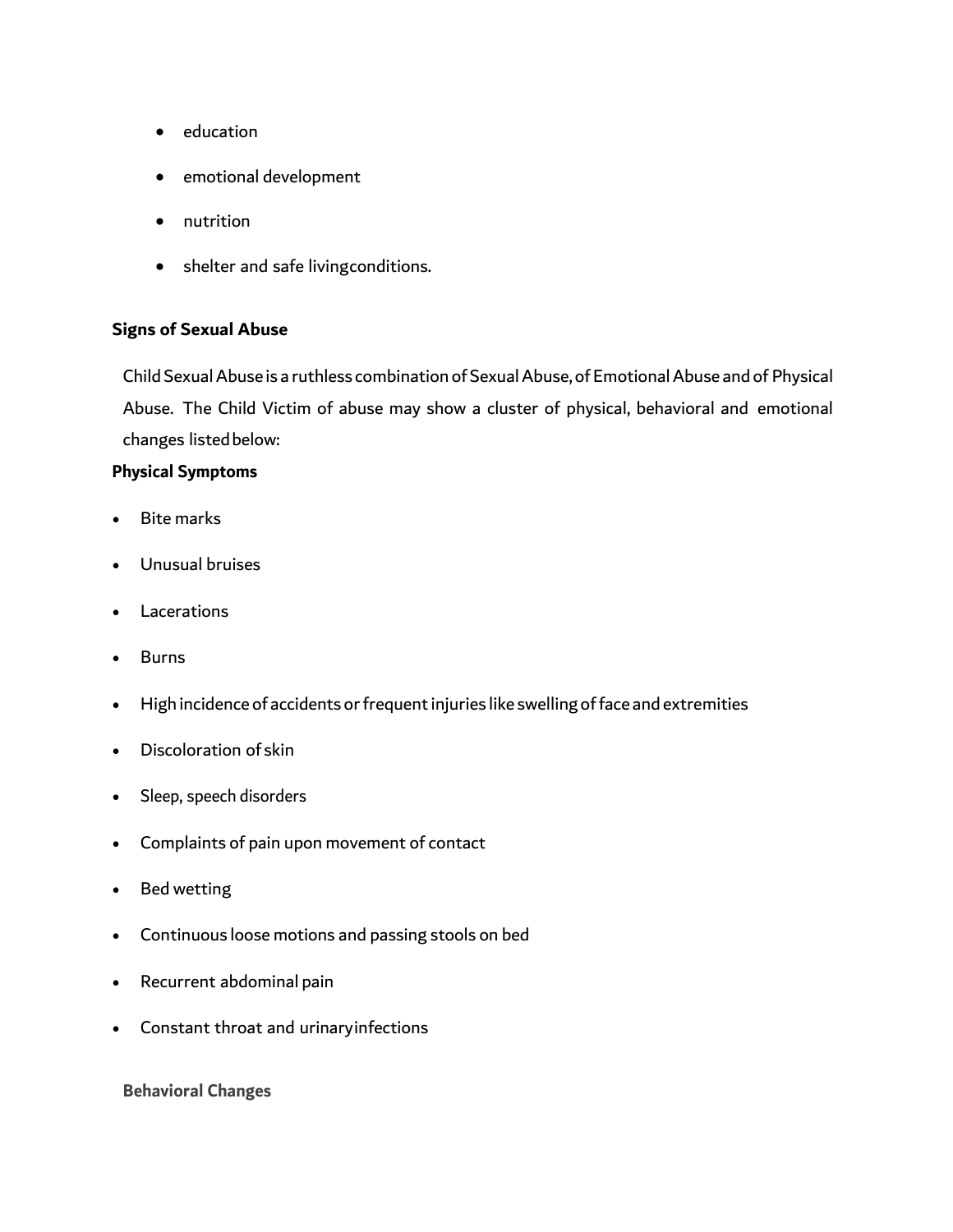- education
- emotional development
- nutrition
- shelter and safe livingconditions.

**Signs of Sexual Abuse**

Child Sexual Abuse is a ruthless combination of Sexual Abuse, of Emotional Abuse and of Physical Abuse. The Child Victim of abuse may show a cluster of physical, behavioral and emotional changes listed below:

**Physical Symptoms**

- Bite marks
- Unusual bruises
- Lacerations
- Burns
- High incidence of accidents or frequent injuries like swelling of face and extremities
- Discoloration of skin
- Sleep, speech disorders
- Complaints of pain upon movement of contact
- Bed wetting
- Continuous loose motions and passing stools on bed
- Recurrent abdominal pain
- Constant throat and urinaryinfections

**Behavioral Changes**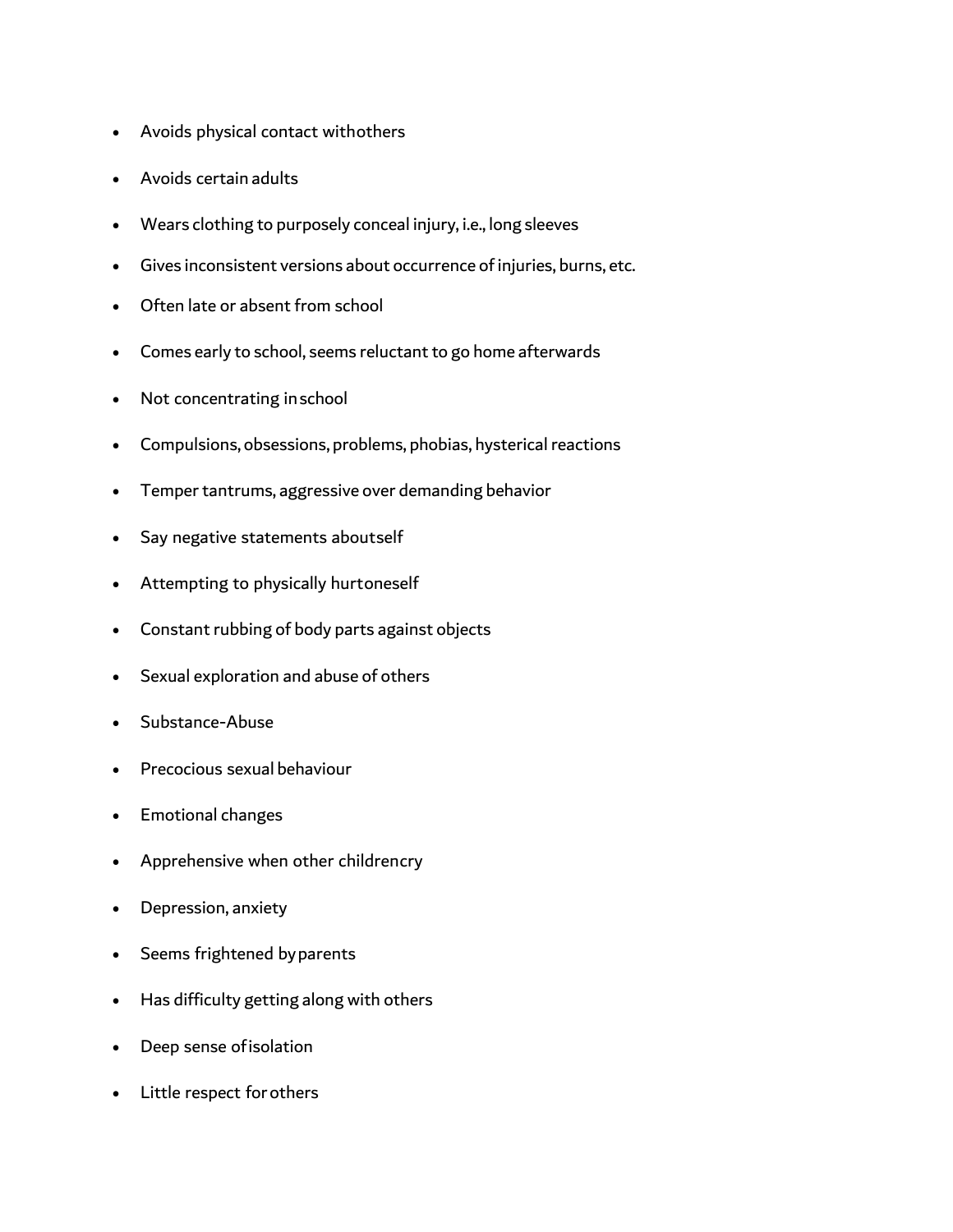- Avoids physical contact withothers
- Avoids certain adults
- Wears clothing to purposely conceal injury, i.e., long sleeves
- Gives inconsistent versions about occurrence of injuries, burns, etc.
- Often late or absent from school
- Comes early to school, seems reluctant to go home afterwards
- Not concentrating inschool
- Compulsions, obsessions, problems, phobias, hysterical reactions
- Temper tantrums, aggressive over demanding behavior
- Say negative statements aboutself
- Attempting to physically hurtoneself
- Constant rubbing of body parts against objects
- Sexual exploration and abuse of others
- Substance-Abuse
- Precocious sexual behaviour
- Emotional changes
- Apprehensive when other childrencry
- Depression, anxiety
- Seems frightened byparents
- Has difficulty getting along with others
- Deep sense ofisolation
- Little respect forothers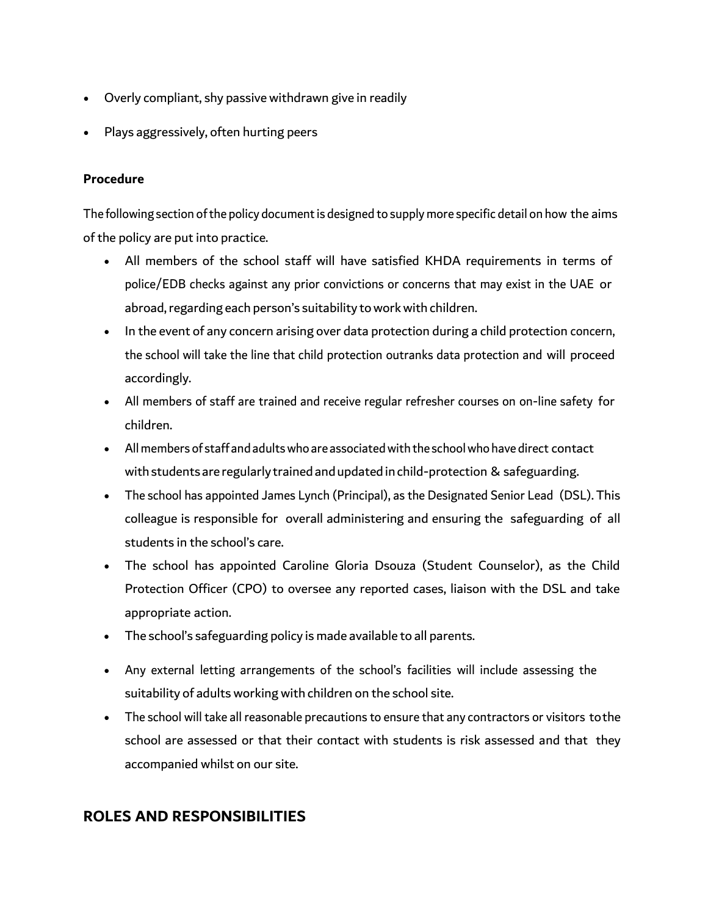- Overly compliant, shy passive withdrawn give in readily
- Plays aggressively, often hurting peers

**Procedure**

The following section of the policy document is designed to supply more specific detail on how the aims of the policy are put into practice.

- All members of the school staff will have satisfied KHDA requirements in terms of police/EDB checks against any prior convictions or concerns that may exist in the UAE or abroad, regarding each person's suitability to work with children.
- In the event of any concern arising over data protection during a child protection concern, the school will take the line that child protection outranks data protection and will proceed accordingly.
- All members of staff are trained and receive regular refresher courses on on-line safety for children.
- All members of staff and adults who are associated with the school who have direct contact with students are regularly trained and updated in child-protection & safeguarding.
- The school has appointed James Lynch (Principal), as the Designated Senior Lead (DSL). This colleague is responsible for overall administering and ensuring the safeguarding of all students in the school's care.
- The school has appointed Caroline Gloria Dsouza (Student Counselor), as the Child Protection Officer (CPO) to oversee any reported cases, liaison with the DSL and take appropriate action.
- The school's safeguarding policy is made available to all parents.
- Any external letting arrangements of the school's facilities will include assessing the suitability of adults working with children on the school site.
- The school will take all reasonable precautions to ensure that any contractors or visitors to the school are assessed or that their contact with students is risk assessed and that they accompanied whilst on our site.

## ROLES AND RESPONSIBILITIES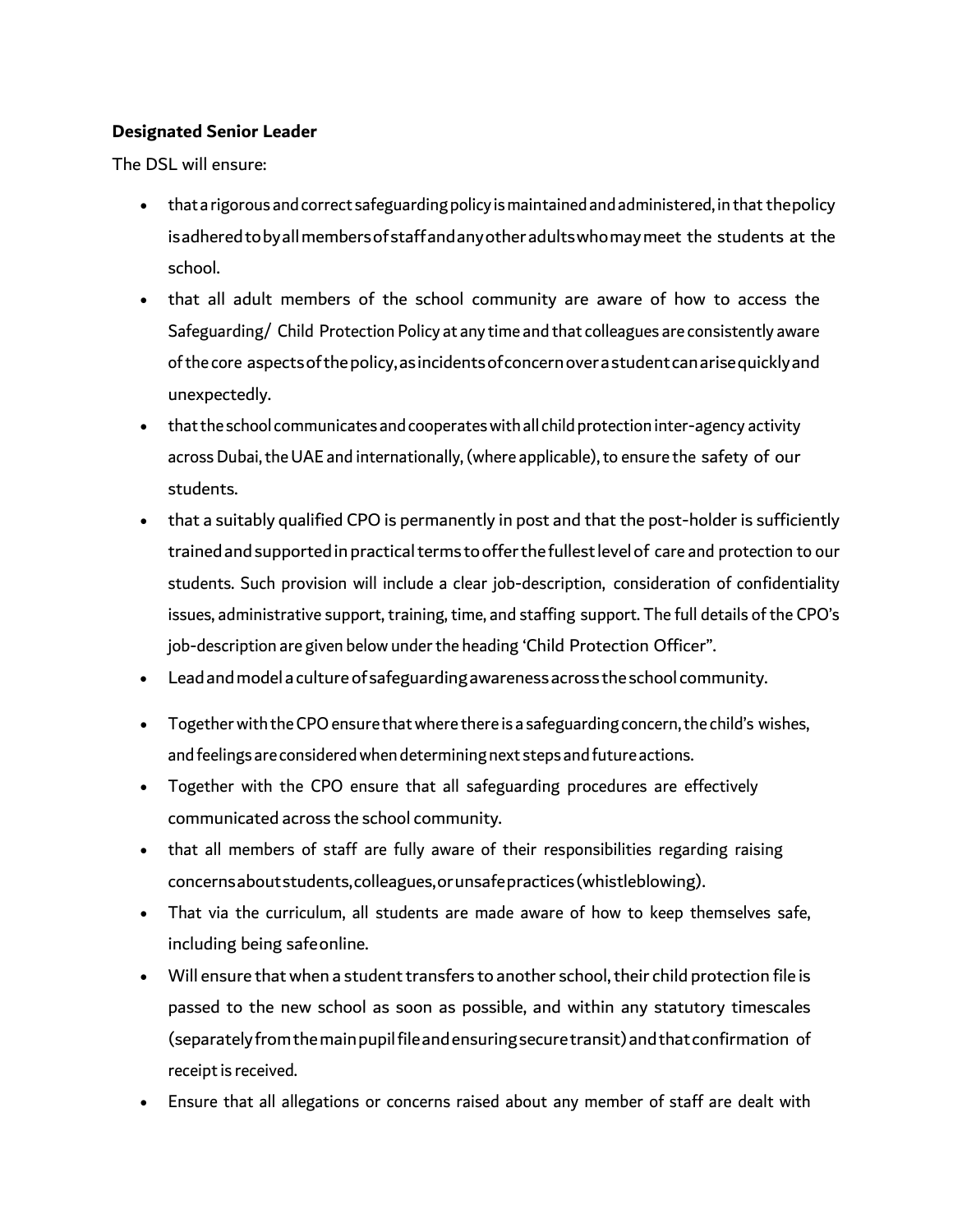**Designated Senior Leader**

The DSL will ensure:

- that a rigorous and correct safeguarding policy is maintained and administered, in that the policy is adhered to by all members of staff and any other adults who may meet the students at the school.
- that all adult members of the school community are aware of how to access the Safeguarding/ Child Protection Policy at any time and that colleagues are consistently aware of the core aspects of the policy, as incidents of concern over a student can arise quickly and unexpectedly.
- that the school communicates and cooperates with all child protection inter-agency activity across Dubai, the UAE and internationally, (where applicable), to ensure the safety of our students.
- that a suitably qualified CPO is permanently in post and that the post-holder is sufficiently trained and supported in practical terms to offer the fullest level of care and protection to our students. Such provision will include a clear job-description, consideration of confidentiality issues, administrative support, training, time, and staffing support. The full details of the CPO's job-description are given below under the heading 'Child Protection Officer".
- Lead and model a culture of safeguarding awareness across the school community.
- Together with the CPO ensure that where there is a safeguarding concern, the child's wishes, and feelings are considered when determining next steps and future actions.
- Together with the CPO ensure that all safeguarding procedures are effectively communicated across the school community.
- that all members of staff are fully aware of their responsibilities regarding raising concerns about students, colleagues, or unsafe practices (whistleblowing).
- That via the curriculum, all students are made aware of how to keep themselves safe, including being safe online.
- Will ensure that when a student transfers to another school, their child protection file is passed to the new school as soon as possible, and within any statutory timescales (separately from the main pupil file and ensuring secure transit) and that confirmation of receipt is received.
- Ensure that all allegations or concerns raised about any member of staff are dealt with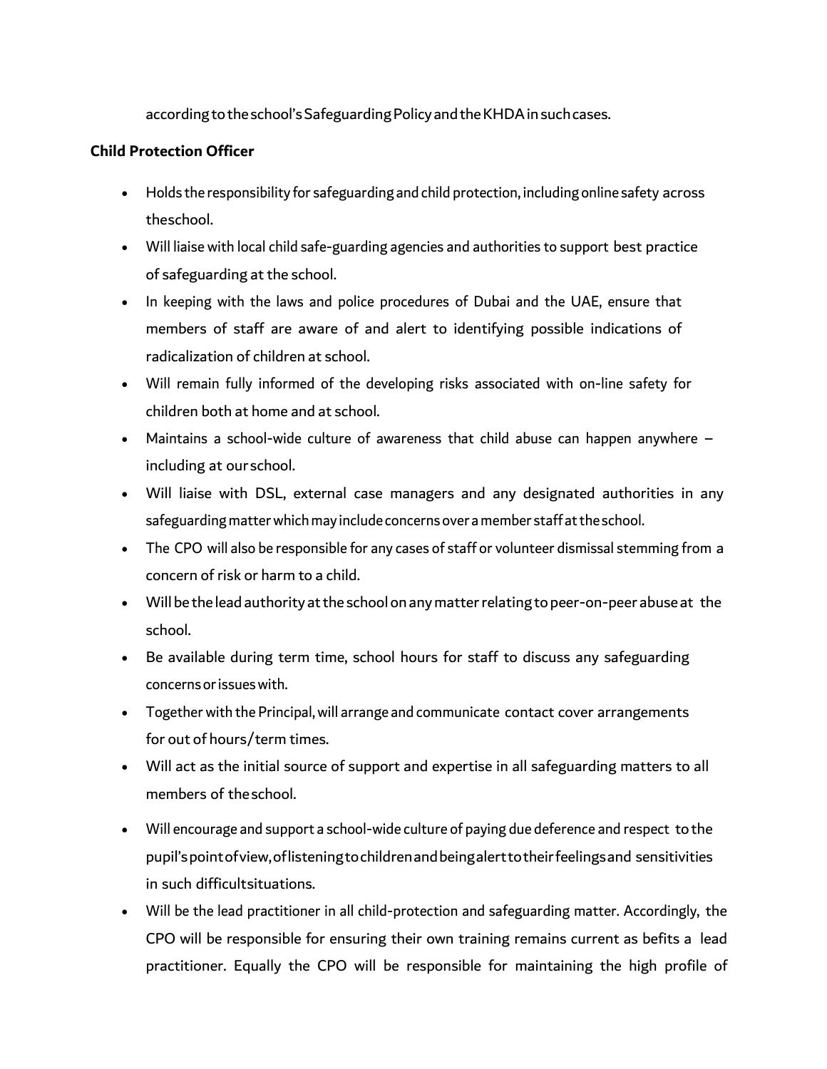according to the school's Safeguarding Policy and the KHDA in such cases.

**Child Protection Officer**

- Holds the responsibility for safeguarding and child protection, including online safety across the school.
- Will liaise with local child safe-guarding agencies and authorities to support best practice of safeguarding at the school.
- In keeping with the laws and police procedures of Dubai and the UAE, ensure that members of staff are aware of and alert to identifying possible indications of radicalization of children at school.
- Will remain fully informed of the developing risks associated with on-line safety for children both at home and at school.
- Maintains a school-wide culture of awareness that child abuse can happen anywhere – including at our school.
- Will liaise with DSL, external case managers and any designated authorities in any safeguarding matter which may include concerns over a member staff at the school.
- The CPO will also be responsible for any cases of staff or volunteer dismissal stemming from a concern of risk or harm to a child.
- Will be the lead authority at the school on any matter relating to peer-on-peer abuse at the school.
- Be available during term time, school hours for staff to discuss any safeguarding concerns or issues with.
- Together with the Principal, will arrange and communicate contact cover arrangements for out of hours/term times.
- Will act as the initial source of support and expertise in all safeguarding matters to all members of the school.
- Will encourage and support a school-wide culture of paying due deference and respect to the pupil's point of view, of listening to children and being alert to their feelings and sensitivities in such difficult situations.
- Will be the lead practitioner in all child-protection and safeguarding matter. Accordingly, the CPO will be responsible for ensuring their own training remains current as befits a lead practitioner. Equally the CPO will be responsible for maintaining the high profile of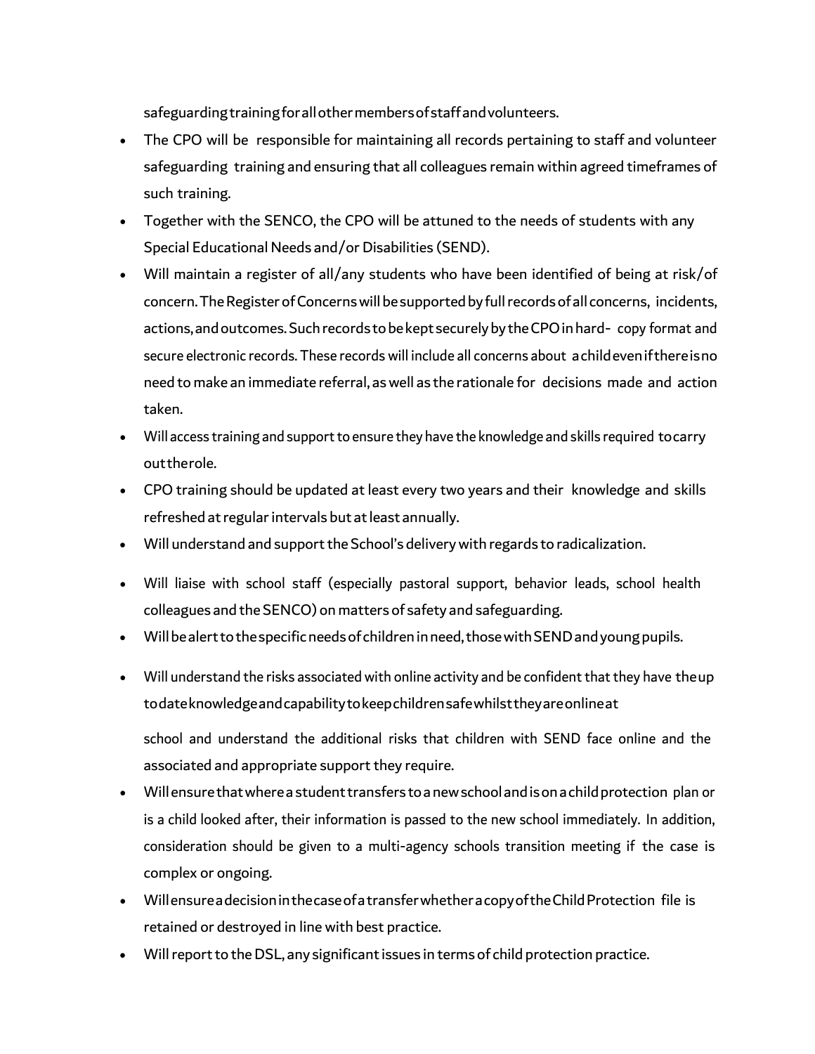safeguarding training for all other members of staff and volunteers.

- The CPO will be responsible for maintaining all records pertaining to staff and volunteer safeguarding training and ensuring that all colleagues remain within agreed timeframes of such training.
- Together with the SENCO, the CPO will be attuned to the needs of students with any Special Educational Needs and/or Disabilities (SEND).
- Will maintain a register of all/any students who have been identified of being at risk/of concern. The Register of Concerns will be supported by full records of all concerns, incidents, actions, and outcomes. Such records to be kept securely by the CPO in hard- copy format and secure electronic records. These records will include all concerns about a child even if there is no need to make an immediate referral, as well as the rationale for decisions made and action taken.
- Will access training and support to ensure they have the knowledge and skills required to carry out the role.
- CPO training should be updated at least every two years and their knowledge and skills refreshed at regular intervals but at least annually.
- Will understand and support the School's delivery with regards to radicalization.
- Will liaise with school staff (especially pastoral support, behavior leads, school health colleagues and the SENCO) on matters of safety and safeguarding.
- Will be alert to the specific needs of children in need, those with SEND and young pupils.
- Will understand the risks associated with online activity and be confident that they have the up to date knowledge and capability to keep children safe whilst they are online at

  school and understand the additional risks that children with SEND face online and the associated and appropriate support they require.
- Will ensure that where a student transfers to a new school and is on a child protection plan or is a child looked after, their information is passed to the new school immediately. In addition, consideration should be given to a multi-agency schools transition meeting if the case is complex or ongoing.
- Will ensure a decision in the case of a transfer whether a copy of the Child Protection file is retained or destroyed in line with best practice.
- Will report to the DSL, any significant issues in terms of child protection practice.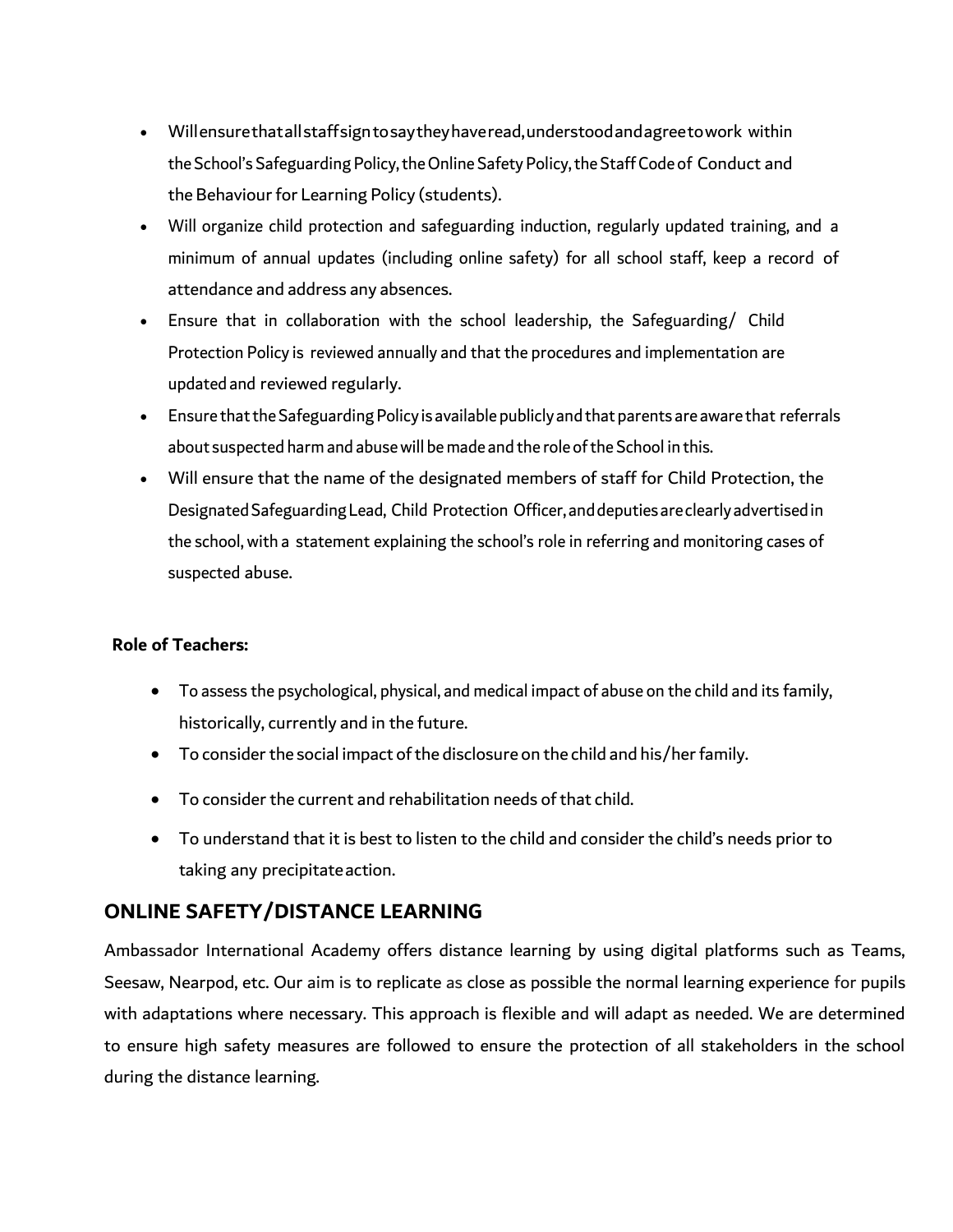- Will ensure that all staff sign to say they have read, understood and agree to work within the School's Safeguarding Policy, the Online Safety Policy, the Staff Code of Conduct and the Behaviour for Learning Policy (students).
- Will organize child protection and safeguarding induction, regularly updated training, and a minimum of annual updates (including online safety) for all school staff, keep a record of attendance and address any absences.
- Ensure that in collaboration with the school leadership, the Safeguarding/ Child Protection Policy is reviewed annually and that the procedures and implementation are updated and reviewed regularly.
- Ensure that the Safeguarding Policy is available publicly and that parents are aware that referrals about suspected harm and abuse will be made and the role of the School in this.
- Will ensure that the name of the designated members of staff for Child Protection, the Designated Safeguarding Lead, Child Protection Officer, and deputies are clearly advertised in the school, with a statement explaining the school's role in referring and monitoring cases of suspected abuse.

**Role of Teachers:**

- To assess the psychological, physical, and medical impact of abuse on the child and its family, historically, currently and in the future.
- To consider the social impact of the disclosure on the child and his/her family.
- To consider the current and rehabilitation needs of that child.
- To understand that it is best to listen to the child and consider the child's needs prior to taking any precipitate action.

## ONLINE SAFETY/DISTANCE LEARNING

Ambassador International Academy offers distance learning by using digital platforms such as Teams, Seesaw, Nearpod, etc. Our aim is to replicate as close as possible the normal learning experience for pupils with adaptations where necessary. This approach is flexible and will adapt as needed. We are determined to ensure high safety measures are followed to ensure the protection of all stakeholders in the school during the distance learning.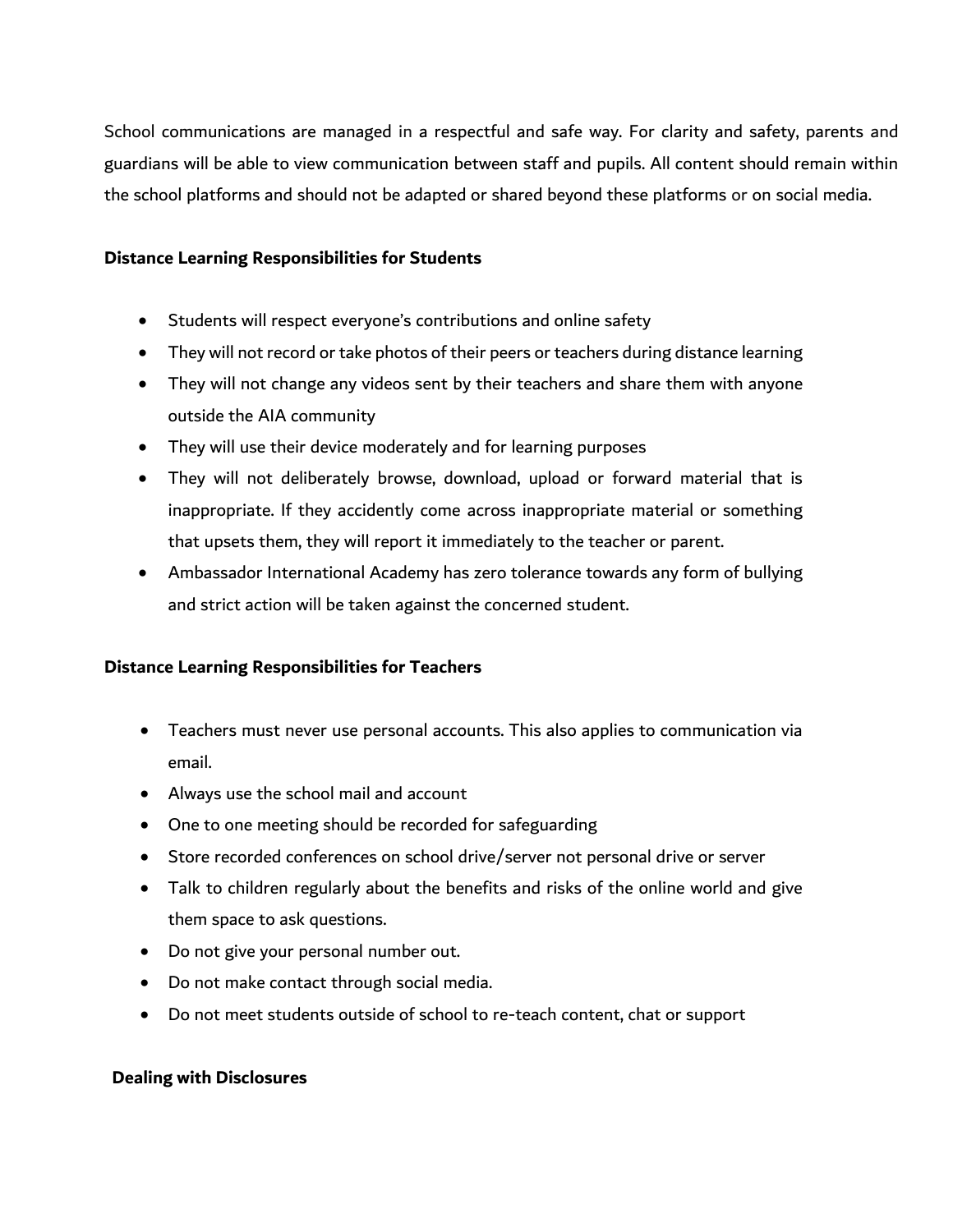School communications are managed in a respectful and safe way. For clarity and safety, parents and guardians will be able to view communication between staff and pupils. All content should remain within the school platforms and should not be adapted or shared beyond these platforms or on social media.

**Distance Learning Responsibilities for Students**

- Students will respect everyone's contributions and online safety
- They will not record or take photos of their peers or teachers during distance learning
- They will not change any videos sent by their teachers and share them with anyone outside the AIA community
- They will use their device moderately and for learning purposes
- They will not deliberately browse, download, upload or forward material that is inappropriate. If they accidently come across inappropriate material or something that upsets them, they will report it immediately to the teacher or parent.
- Ambassador International Academy has zero tolerance towards any form of bullying and strict action will be taken against the concerned student.

**Distance Learning Responsibilities for Teachers**

- Teachers must never use personal accounts. This also applies to communication via email.
- Always use the school mail and account
- One to one meeting should be recorded for safeguarding
- Store recorded conferences on school drive/server not personal drive or server
- Talk to children regularly about the benefits and risks of the online world and give them space to ask questions.
- Do not give your personal number out.
- Do not make contact through social media.
- Do not meet students outside of school to re-teach content, chat or support

**Dealing with Disclosures**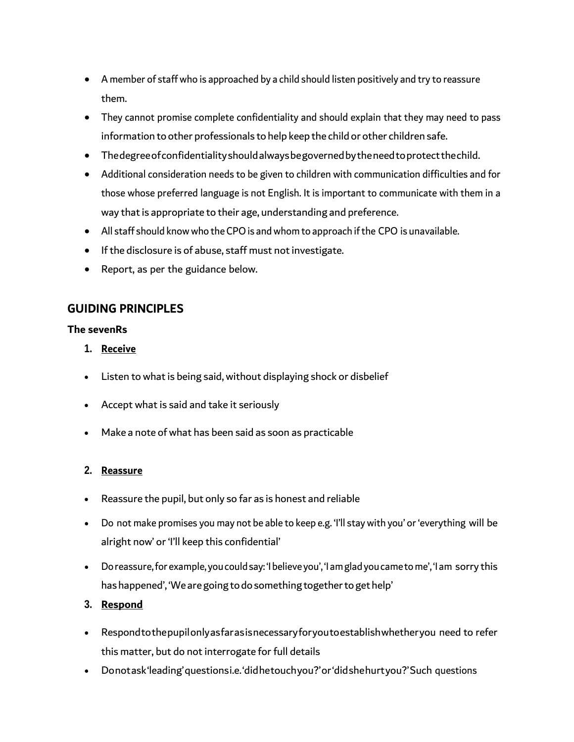- A member of staff who is approached by a child should listen positively and try to reassure them.
- They cannot promise complete confidentiality and should explain that they may need to pass information to other professionals to help keep the child or other children safe.
- The degree of confidentiality should always be governed by the need to protect the child.
- Additional consideration needs to be given to children with communication difficulties and for those whose preferred language is not English. It is important to communicate with them in a way that is appropriate to their age, understanding and preference.
- All staff should know who the CPO is and whom to approach if the CPO is unavailable.
- If the disclosure is of abuse, staff must not investigate.
- Report, as per the guidance below.

## GUIDING PRINCIPLES

**The sevenRs**

1. **Receive**

- Listen to what is being said, without displaying shock or disbelief
- Accept what is said and take it seriously
- Make a note of what has been said as soon as practicable

2. **Reassure**

- Reassure the pupil, but only so far as is honest and reliable
- Do not make promises you may not be able to keep e.g. 'I'll stay with you' or 'everything will be alright now' or 'I'll keep this confidential'
- Do reassure, for example, you could say: 'I believe you', 'I am glad you came to me', 'I am sorry this has happened', 'We are going to do something together to get help'

3. **Respond**

- Respond to the pupil only as far as is necessary for you to establish whether you need to refer this matter, but do not interrogate for full details
- Do not ask 'leading' questions i.e. 'did he touch you?' or 'did she hurt you?' Such questions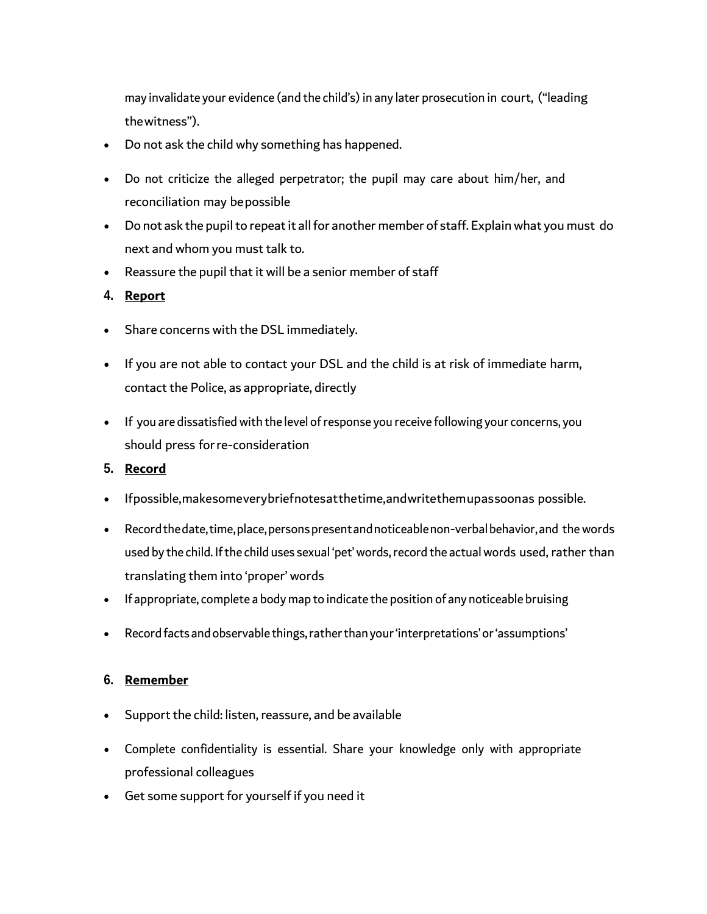may invalidate your evidence (and the child's) in any later prosecution in court, ("leading the witness").

- Do not ask the child why something has happened.
- Do not criticize the alleged perpetrator; the pupil may care about him/her, and reconciliation may be possible
- Do not ask the pupil to repeat it all for another member of staff. Explain what you must do next and whom you must talk to.
- Reassure the pupil that it will be a senior member of staff

4. **Report**

- Share concerns with the DSL immediately.
- If you are not able to contact your DSL and the child is at risk of immediate harm, contact the Police, as appropriate, directly
- If you are dissatisfied with the level of response you receive following your concerns, you should press for re-consideration

5. **Record**

- If possible, make some very brief notes at the time, and write them up as soon as possible.
- Record the date, time, place, persons present and noticeable non-verbal behavior, and the words used by the child. If the child uses sexual 'pet' words, record the actual words used, rather than translating them into 'proper' words
- If appropriate, complete a body map to indicate the position of any noticeable bruising
- Record facts and observable things, rather than your 'interpretations' or 'assumptions'

6. **Remember**

- Support the child: listen, reassure, and be available
- Complete confidentiality is essential. Share your knowledge only with appropriate professional colleagues
- Get some support for yourself if you need it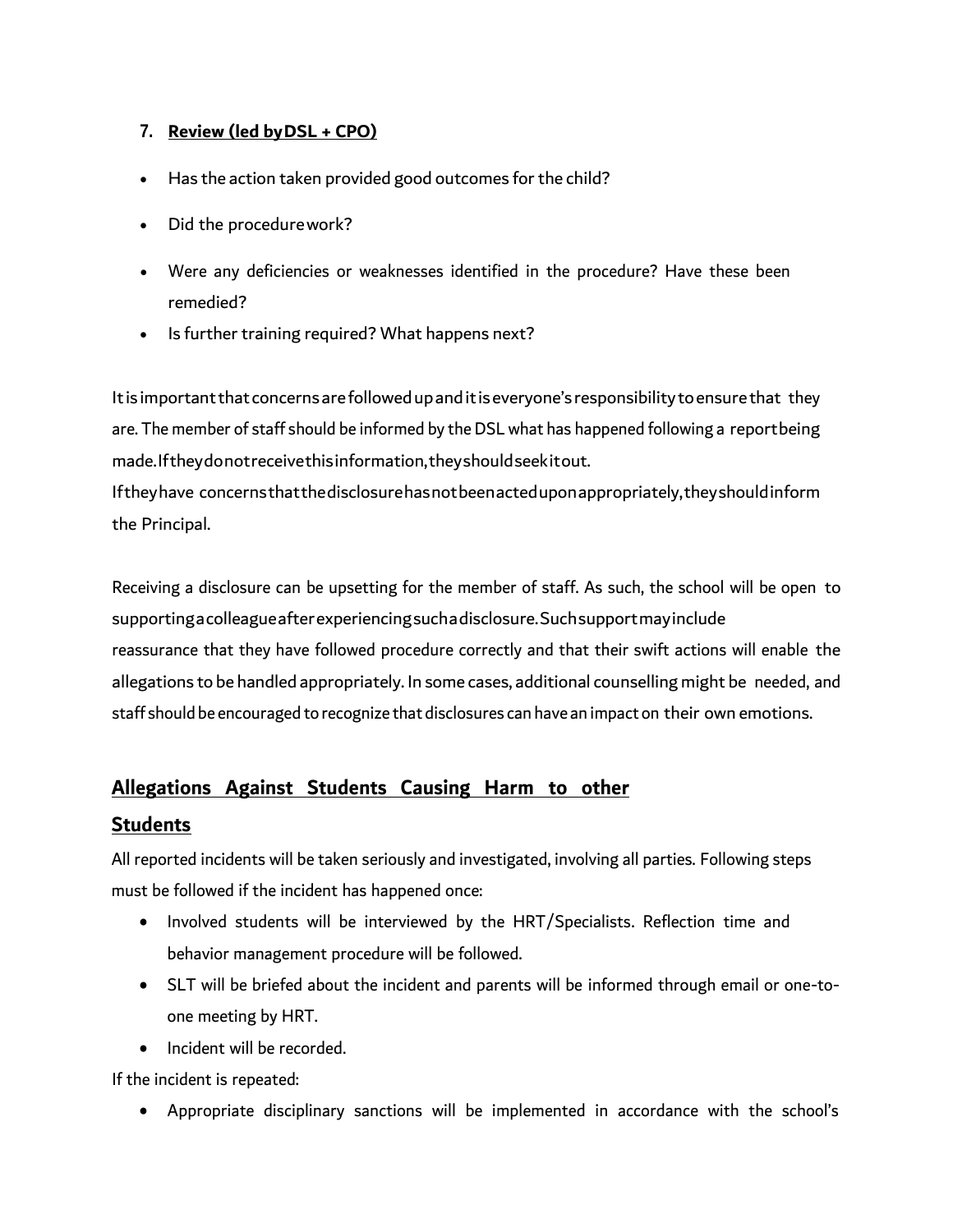7. **Review (led by DSL + CPO)**

- Has the action taken provided good outcomes for the child?
- Did the procedure work?
- Were any deficiencies or weaknesses identified in the procedure? Have these been remedied?
- Is further training required? What happens next?

It is important that concerns are followed up and it is everyone's responsibility to ensure that they are. The member of staff should be informed by the DSL what has happened following a report being made. If they do not receive this information, they should seek it out.
If they have concerns that the disclosure has not been acted upon appropriately, they should inform the Principal.

Receiving a disclosure can be upsetting for the member of staff. As such, the school will be open to supporting a colleague after experiencing such a disclosure. Such support may include reassurance that they have followed procedure correctly and that their swift actions will enable the allegations to be handled appropriately. In some cases, additional counselling might be needed, and staff should be encouraged to recognize that disclosures can have an impact on their own emotions.

## Allegations Against Students Causing Harm to other Students

All reported incidents will be taken seriously and investigated, involving all parties. Following steps must be followed if the incident has happened once:

- Involved students will be interviewed by the HRT/Specialists. Reflection time and behavior management procedure will be followed.
- SLT will be briefed about the incident and parents will be informed through email or one-to-one meeting by HRT.
- Incident will be recorded.

If the incident is repeated:

- Appropriate disciplinary sanctions will be implemented in accordance with the school's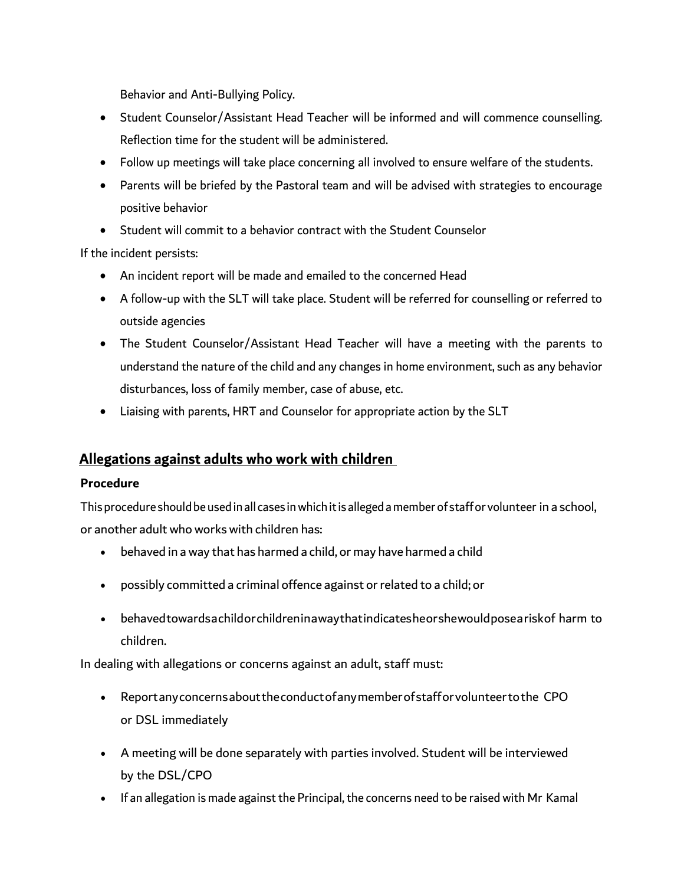Behavior and Anti-Bullying Policy.

- Student Counselor/Assistant Head Teacher will be informed and will commence counselling. Reflection time for the student will be administered.
- Follow up meetings will take place concerning all involved to ensure welfare of the students.
- Parents will be briefed by the Pastoral team and will be advised with strategies to encourage positive behavior
- Student will commit to a behavior contract with the Student Counselor

If the incident persists:

- An incident report will be made and emailed to the concerned Head
- A follow-up with the SLT will take place. Student will be referred for counselling or referred to outside agencies
- The Student Counselor/Assistant Head Teacher will have a meeting with the parents to understand the nature of the child and any changes in home environment, such as any behavior disturbances, loss of family member, case of abuse, etc.
- Liaising with parents, HRT and Counselor for appropriate action by the SLT

## Allegations against adults who work with children

### Procedure

This procedure should be used in all cases in which it is alleged a member of staff or volunteer in a school, or another adult who works with children has:

- behaved in a way that has harmed a child, or may have harmed a child
- possibly committed a criminal offence against or related to a child; or
- behaved towards a child or children in a way that indicates he or she would pose a risk of harm to children.

In dealing with allegations or concerns against an adult, staff must:

- Report any concerns about the conduct of any member of staff or volunteer to the CPO or DSL immediately
- A meeting will be done separately with parties involved. Student will be interviewed by the DSL/CPO
- If an allegation is made against the Principal, the concerns need to be raised with Mr Kamal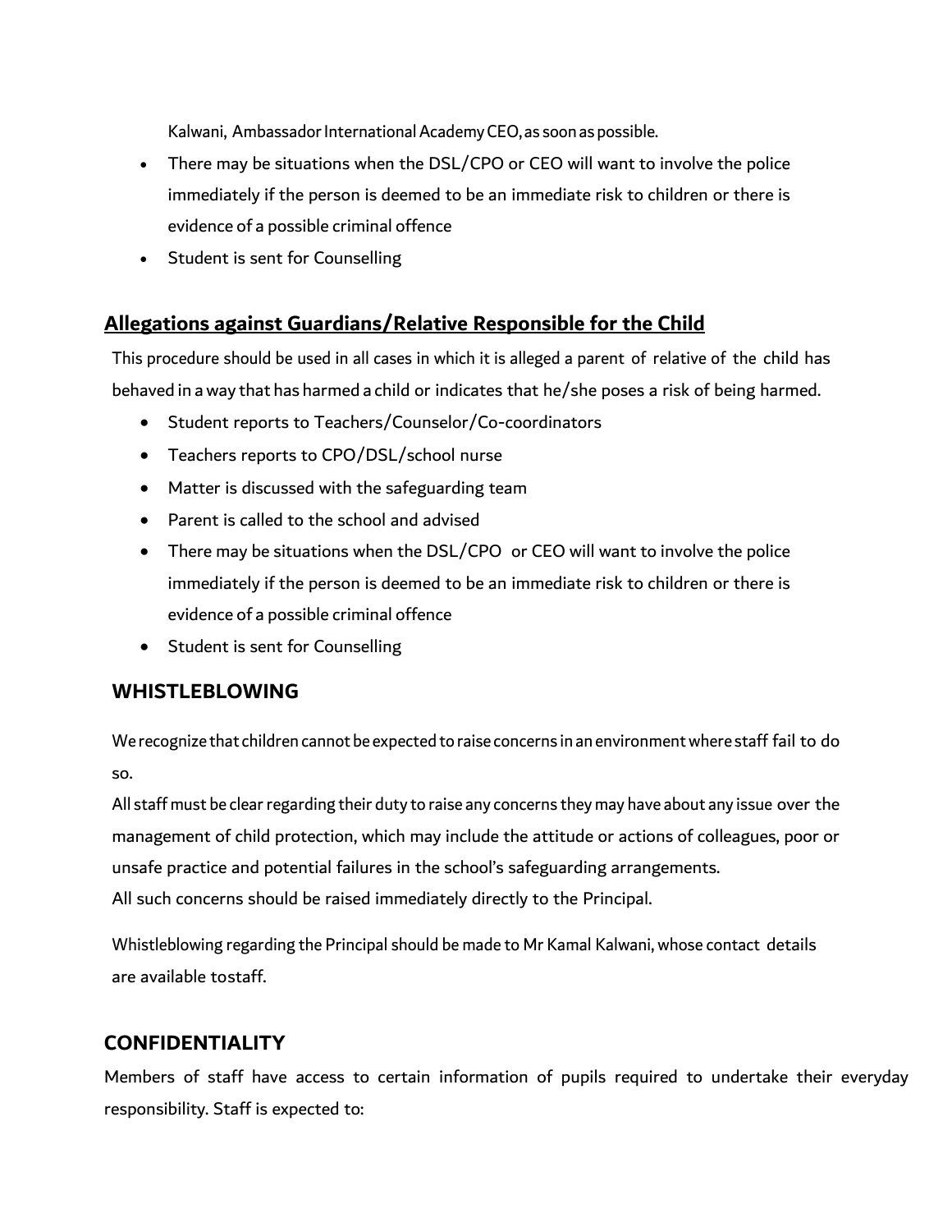Kalwani, Ambassador International Academy CEO, as soon as possible.

- There may be situations when the DSL/CPO or CEO will want to involve the police immediately if the person is deemed to be an immediate risk to children or there is evidence of a possible criminal offence
- Student is sent for Counselling

## Allegations against Guardians/Relative Responsible for the Child

This procedure should be used in all cases in which it is alleged a parent of relative of the child has behaved in a way that has harmed a child or indicates that he/she poses a risk of being harmed.

- Student reports to Teachers/Counselor/Co-coordinators
- Teachers reports to CPO/DSL/school nurse
- Matter is discussed with the safeguarding team
- Parent is called to the school and advised
- There may be situations when the DSL/CPO or CEO will want to involve the police immediately if the person is deemed to be an immediate risk to children or there is evidence of a possible criminal offence
- Student is sent for Counselling

## WHISTLEBLOWING

We recognize that children cannot be expected to raise concerns in an environment where staff fail to do so.

All staff must be clear regarding their duty to raise any concerns they may have about any issue over the management of child protection, which may include the attitude or actions of colleagues, poor or unsafe practice and potential failures in the school's safeguarding arrangements.
All such concerns should be raised immediately directly to the Principal.

Whistleblowing regarding the Principal should be made to Mr Kamal Kalwani, whose contact details are available tostaff.

## CONFIDENTIALITY

Members of staff have access to certain information of pupils required to undertake their everyday responsibility. Staff is expected to: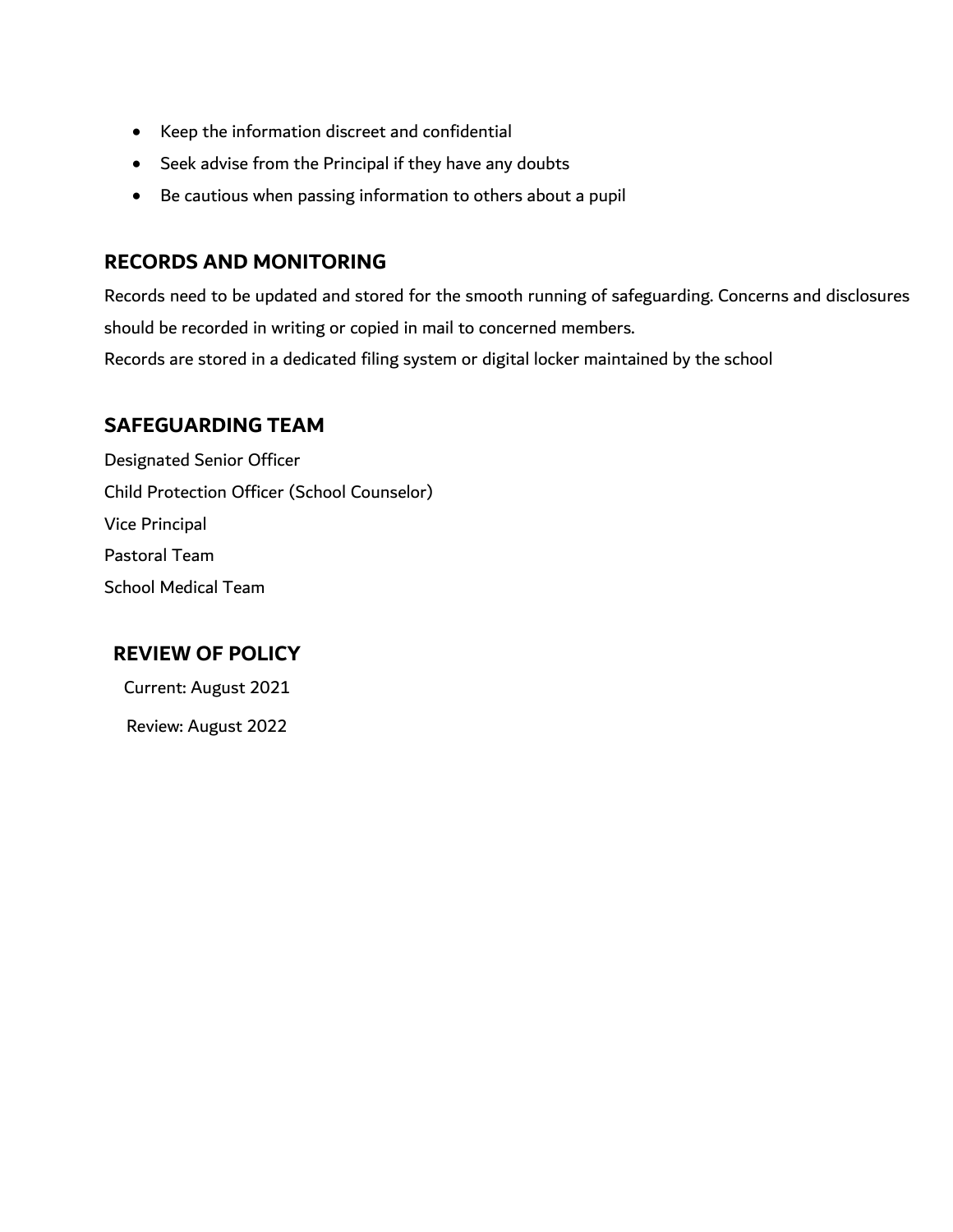- Keep the information discreet and confidential
- Seek advise from the Principal if they have any doubts
- Be cautious when passing information to others about a pupil

## RECORDS AND MONITORING

Records need to be updated and stored for the smooth running of safeguarding. Concerns and disclosures should be recorded in writing or copied in mail to concerned members.
Records are stored in a dedicated filing system or digital locker maintained by the school

## SAFEGUARDING TEAM

Designated Senior Officer
Child Protection Officer (School Counselor)
Vice Principal
Pastoral Team
School Medical Team

## REVIEW OF POLICY

Current: August 2021

Review: August 2022